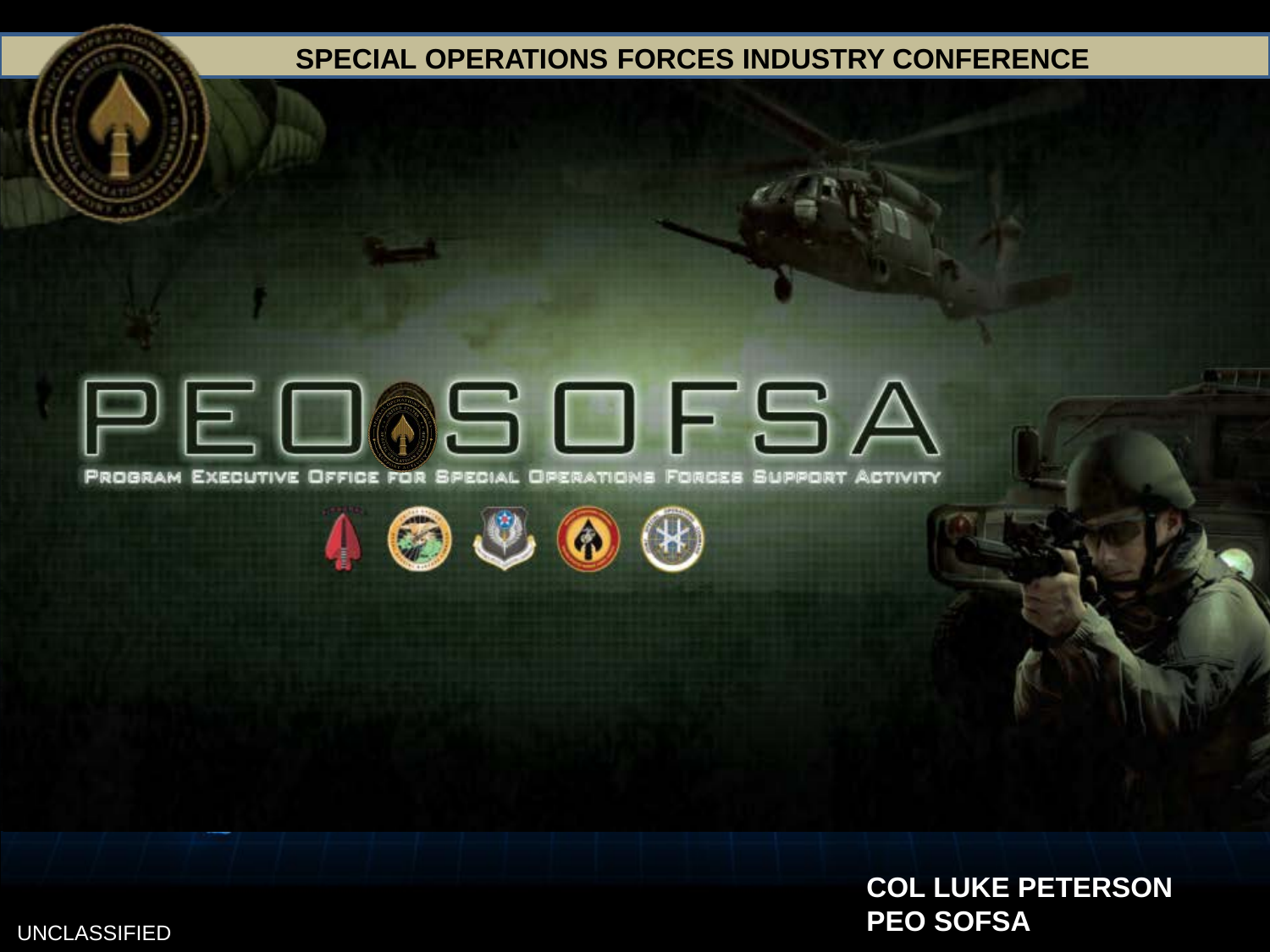# SPECIAL OPERATIONS FORCES INDUSTRY CONFERENCE

# PEO SOFSA

PROGRAM EXECUTIVE OFFICE FOR SPECIAL OPERATIONS FORCES SUPPORT ACTIVITY

**COL LUKE PETERSON**
**PEO SOFSA**

UNCLASSIFIED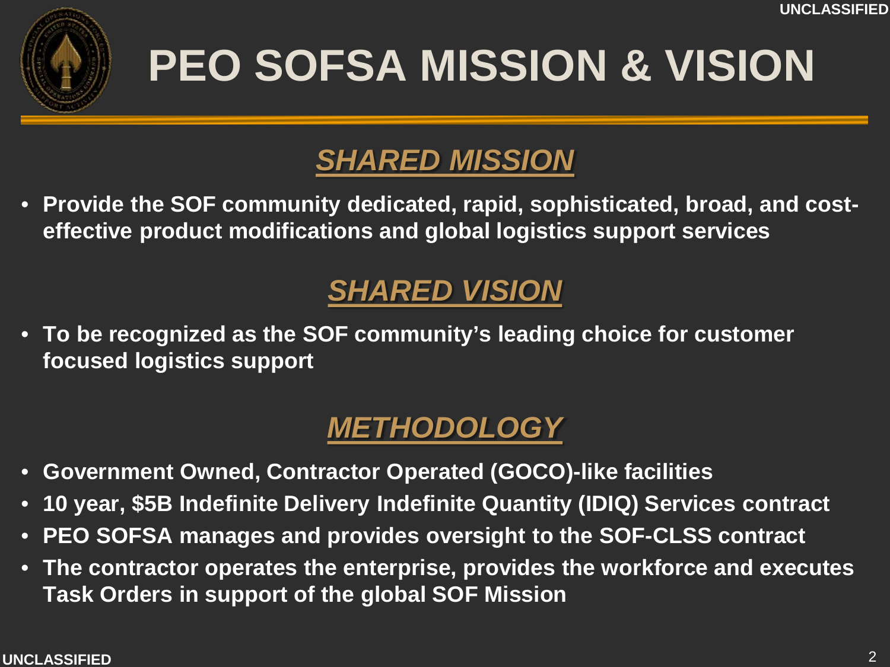# PEO SOFSA MISSION & VISION

## *SHARED MISSION*

- **Provide the SOF community dedicated, rapid, sophisticated, broad, and cost-effective product modifications and global logistics support services**

## *SHARED VISION*

- **To be recognized as the SOF community's leading choice for customer focused logistics support**

## *METHODOLOGY*

- **Government Owned, Contractor Operated (GOCO)-like facilities**
- **10 year, $5B Indefinite Delivery Indefinite Quantity (IDIQ) Services contract**
- **PEO SOFSA manages and provides oversight to the SOF-CLSS contract**
- **The contractor operates the enterprise, provides the workforce and executes Task Orders in support of the global SOF Mission**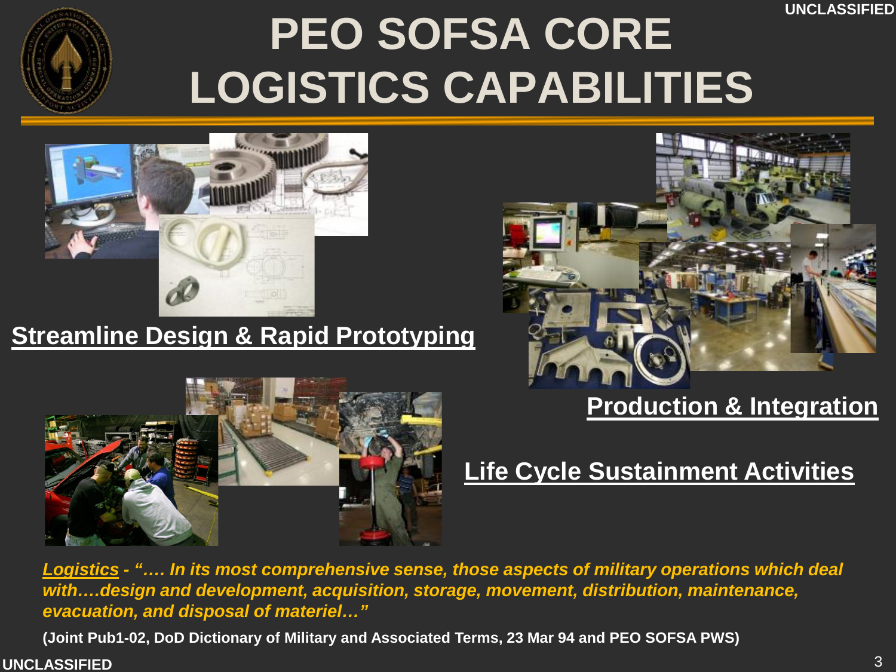# PEO SOFSA CORE LOGISTICS CAPABILITIES

**Streamline Design & Rapid Prototyping**

**Production & Integration**

**Life Cycle Sustainment Activities**

***Logistics* - *"…. In its most comprehensive sense, those aspects of military operations which deal with….design and development, acquisition, storage, movement, distribution, maintenance, evacuation, and disposal of materiel…"***

**(Joint Pub1-02, DoD Dictionary of Military and Associated Terms, 23 Mar 94 and PEO SOFSA PWS)**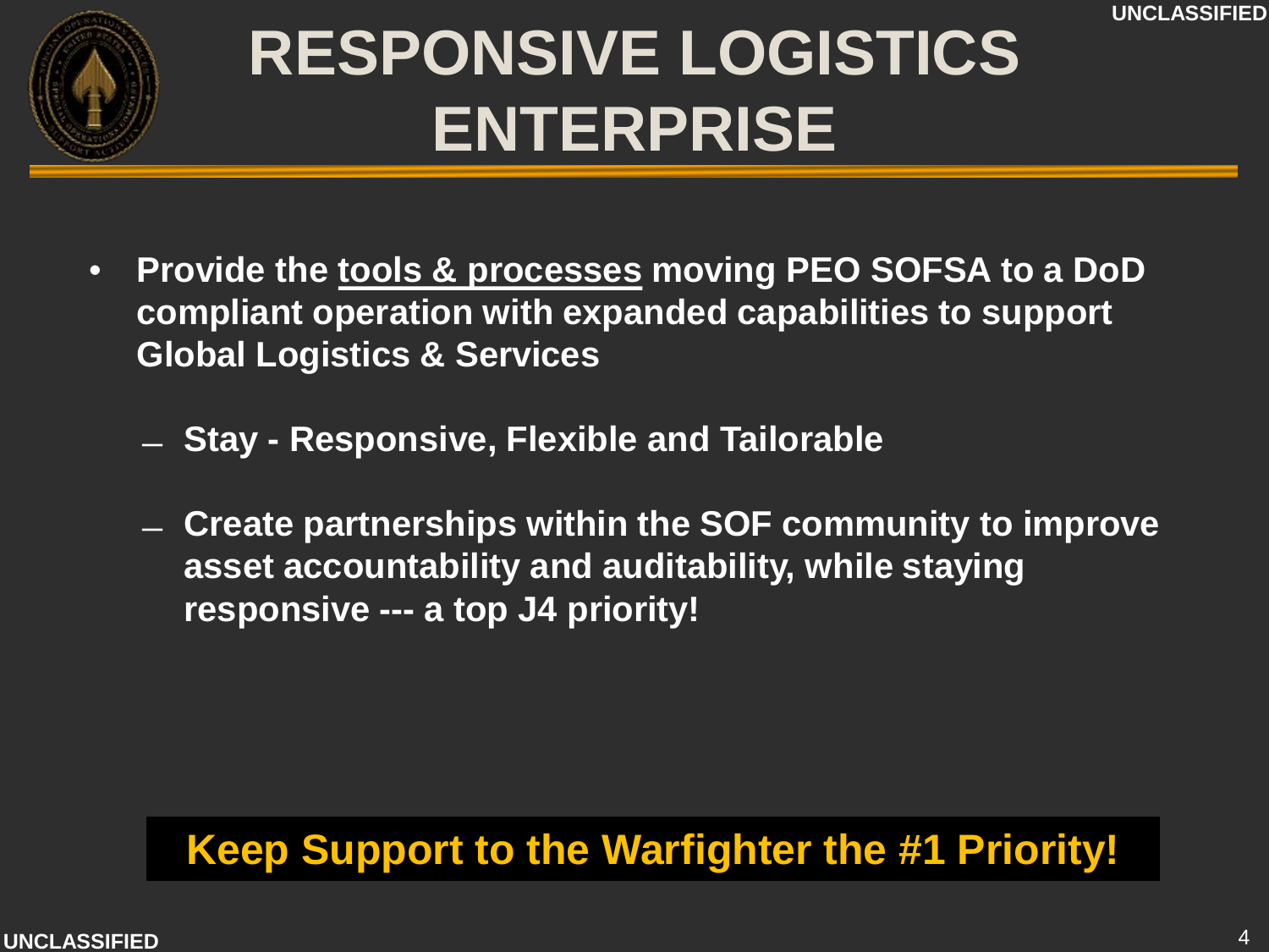# RESPONSIVE LOGISTICS ENTERPRISE

- **Provide the tools & processes moving PEO SOFSA to a DoD compliant operation with expanded capabilities to support Global Logistics & Services**
  - **Stay - Responsive, Flexible and Tailorable**
  - **Create partnerships within the SOF community to improve asset accountability and auditability, while staying responsive --- a top J4 priority!**

**Keep Support to the Warfighter the #1 Priority!**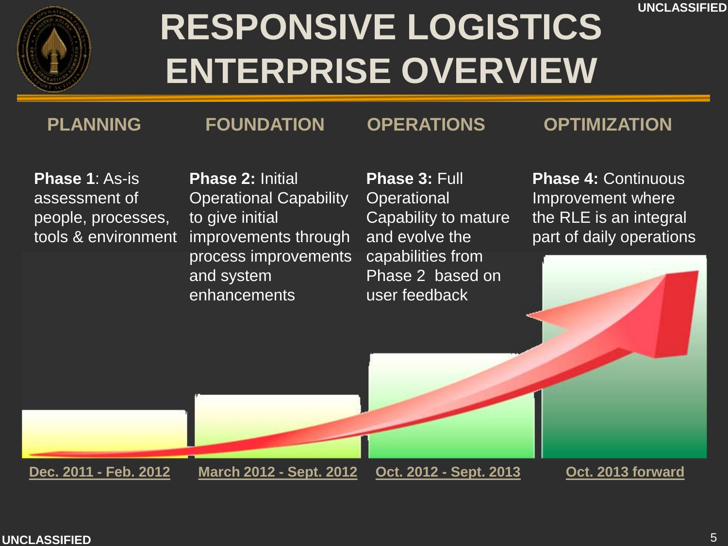# RESPONSIVE LOGISTICS ENTERPRISE OVERVIEW

## PLANNING

**Phase 1**: As-is assessment of people, processes, tools & environment

Dec. 2011 - Feb. 2012

## FOUNDATION

**Phase 2:** Initial Operational Capability to give initial improvements through process improvements and system enhancements

March 2012 - Sept. 2012

## OPERATIONS

**Phase 3:** Full Operational Capability to mature and evolve the capabilities from Phase 2 based on user feedback

Oct. 2012 - Sept. 2013

## OPTIMIZATION

**Phase 4:** Continuous Improvement where the RLE is an integral part of daily operations

Oct. 2013 forward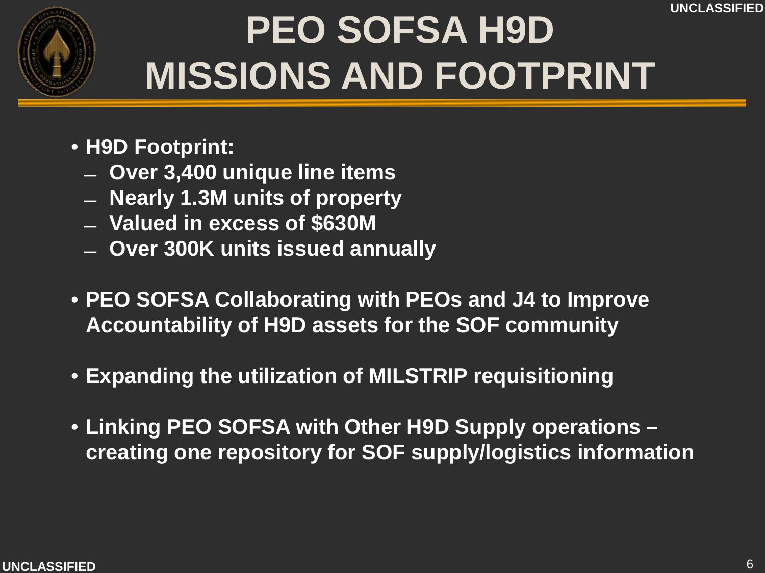# PEO SOFSA H9D MISSIONS AND FOOTPRINT

- **H9D Footprint:**
  - **Over 3,400 unique line items**
  - **Nearly 1.3M units of property**
  - **Valued in excess of $630M**
  - **Over 300K units issued annually**
- **PEO SOFSA Collaborating with PEOs and J4 to Improve Accountability of H9D assets for the SOF community**
- **Expanding the utilization of MILSTRIP requisitioning**
- **Linking PEO SOFSA with Other H9D Supply operations – creating one repository for SOF supply/logistics information**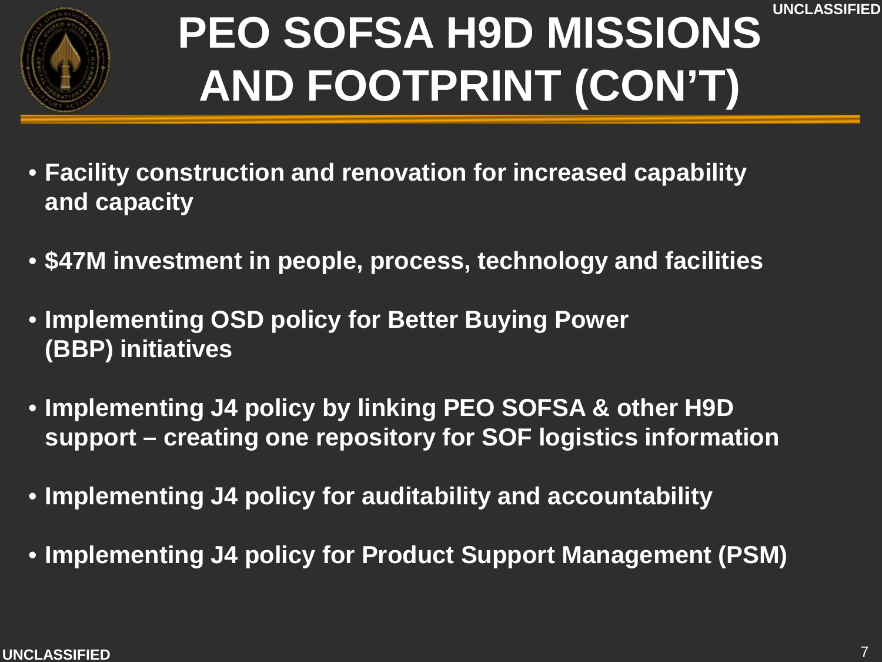# PEO SOFSA H9D MISSIONS AND FOOTPRINT (CON'T)

- **Facility construction and renovation for increased capability and capacity**
- **$47M investment in people, process, technology and facilities**
- **Implementing OSD policy for Better Buying Power (BBP) initiatives**
- **Implementing J4 policy by linking PEO SOFSA & other H9D support – creating one repository for SOF logistics information**
- **Implementing J4 policy for auditability and accountability**
- **Implementing J4 policy for Product Support Management (PSM)**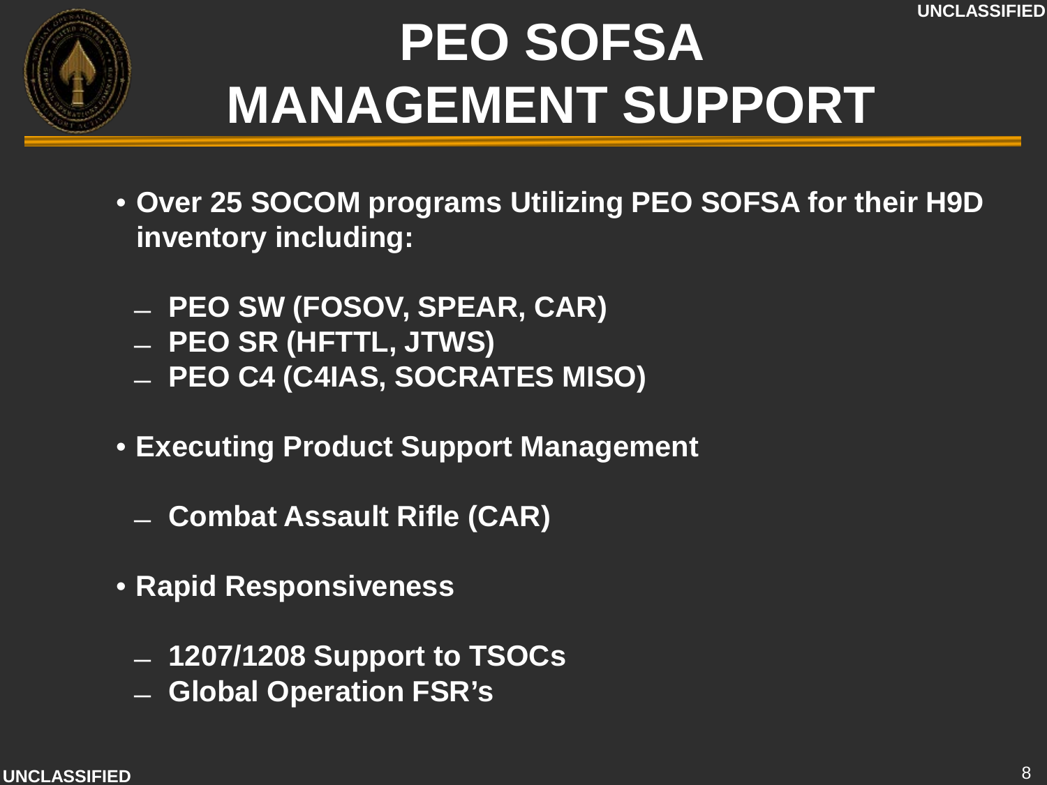# PEO SOFSA MANAGEMENT SUPPORT

- Over 25 SOCOM programs Utilizing PEO SOFSA for their H9D inventory including:
  - PEO SW (FOSOV, SPEAR, CAR)
  - PEO SR (HFTTL, JTWS)
  - PEO C4 (C4IAS, SOCRATES MISO)
- Executing Product Support Management
  - Combat Assault Rifle (CAR)
- Rapid Responsiveness
  - 1207/1208 Support to TSOCs
  - Global Operation FSR's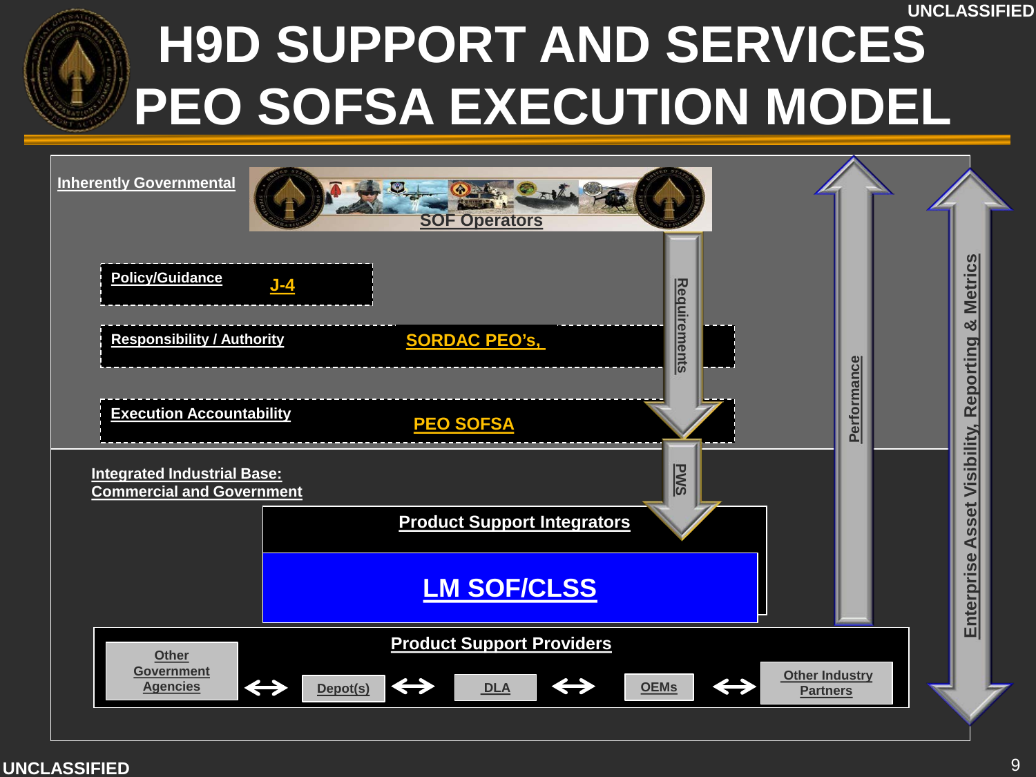UNCLASSIFIED

# H9D SUPPORT AND SERVICES PEO SOFSA EXECUTION MODEL

**Inherently Governmental**

SOF Operators

| | |
|---|---|
| **Policy/Guidance** | **J-4** |
| **Responsibility / Authority** | **SORDAC PEO's,** |
| **Execution Accountability** | **PEO SOFSA** |

Requirements

PWS

Performance

Enterprise Asset Visibility, Reporting & Metrics

**Integrated Industrial Base: Commercial and Government**

**Product Support Integrators**

**LM SOF/CLSS**

**Product Support Providers**

Other Government Agencies ↔ Depot(s) ↔ DLA ↔ OEMs ↔ Other Industry Partners

UNCLASSIFIED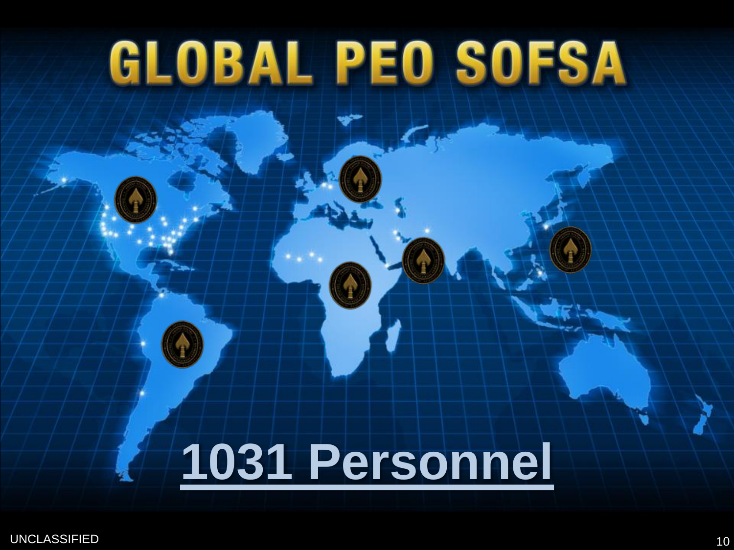# GLOBAL PEO SOFSA

**1031 Personnel**

UNCLASSIFIED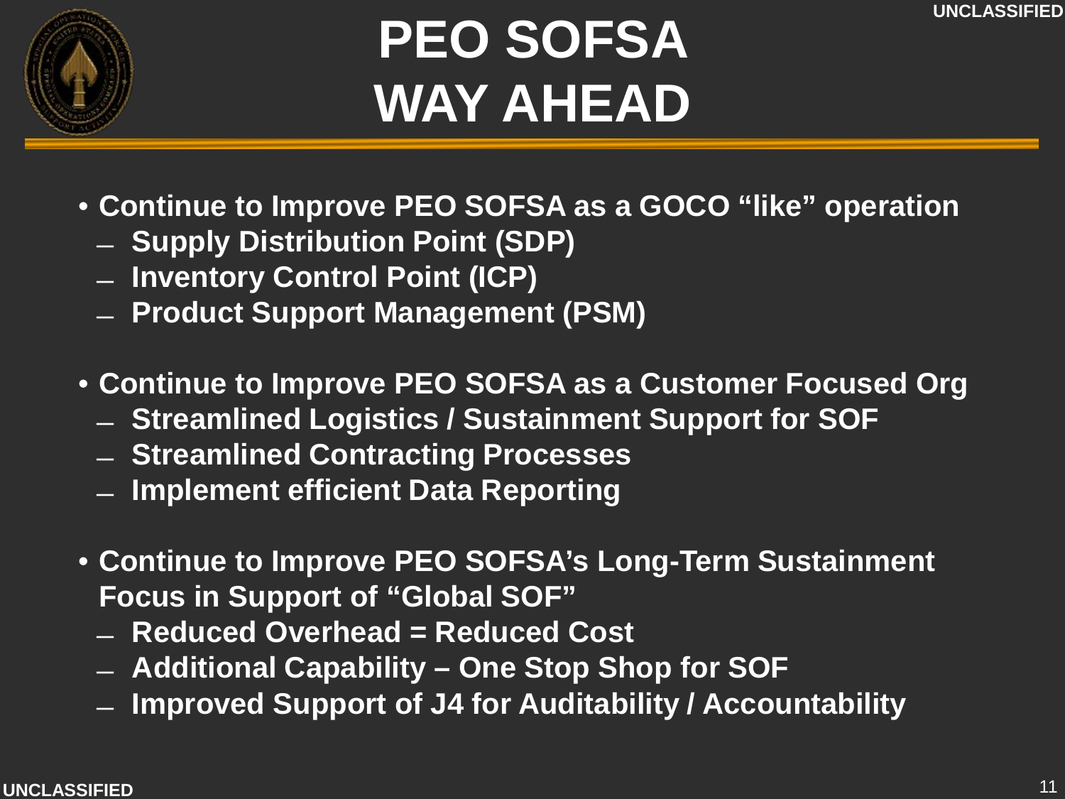# PEO SOFSA WAY AHEAD

- Continue to Improve PEO SOFSA as a GOCO "like" operation
  - Supply Distribution Point (SDP)
  - Inventory Control Point (ICP)
  - Product Support Management (PSM)

- Continue to Improve PEO SOFSA as a Customer Focused Org
  - Streamlined Logistics / Sustainment Support for SOF
  - Streamlined Contracting Processes
  - Implement efficient Data Reporting

- Continue to Improve PEO SOFSA's Long-Term Sustainment Focus in Support of "Global SOF"
  - Reduced Overhead = Reduced Cost
  - Additional Capability – One Stop Shop for SOF
  - Improved Support of J4 for Auditability / Accountability